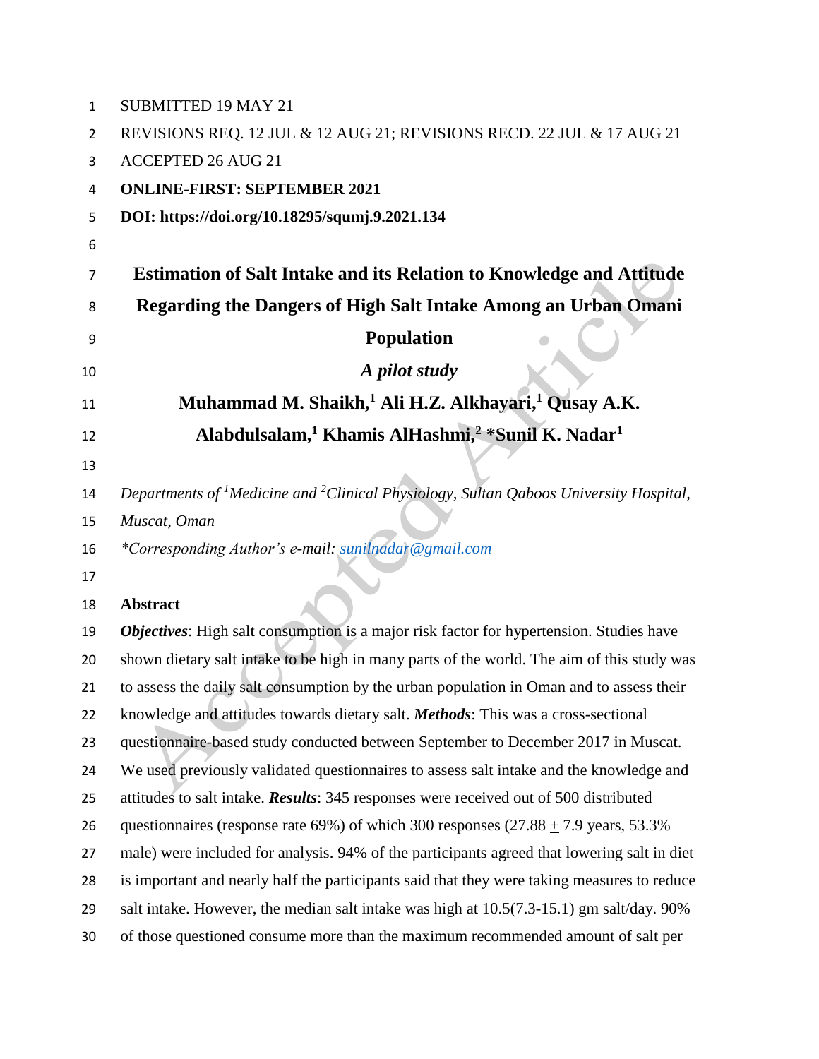SUBMITTED 19 MAY 21

REVISIONS REQ. 12 JUL & 12 AUG 21; REVISIONS RECD. 22 JUL & 17 AUG 21

ACCEPTED 26 AUG 21

**ONLINE-FIRST: SEPTEMBER 2021**

**DOI: https://doi.org/10.18295/squmj.9.2021.134**

# Estimation of Salt Intake and its Relation to Knowledge and Attitude Regarding the Dangers of High Salt Intake Among an Urban Omani Population

## *A pilot study*

**Muhammad M. Shaikh,[1] Ali H.Z. Alkhayari,[1] Qusay A.K. Alabdulsalam,[1] Khamis AlHashmi,[2] \*Sunil K. Nadar[1]**

*Departments of [1]Medicine and [2]Clinical Physiology, Sultan Qaboos University Hospital, Muscat, Oman*

*\*Corresponding Author's e-mail: sunilnadar@gmail.com*

**Abstract**

***Objectives***: High salt consumption is a major risk factor for hypertension. Studies have shown dietary salt intake to be high in many parts of the world. The aim of this study was to assess the daily salt consumption by the urban population in Oman and to assess their knowledge and attitudes towards dietary salt. ***Methods***: This was a cross-sectional questionnaire-based study conducted between September to December 2017 in Muscat. We used previously validated questionnaires to assess salt intake and the knowledge and attitudes to salt intake. ***Results***: 345 responses were received out of 500 distributed questionnaires (response rate 69%) of which 300 responses (27.88 $\pm$ 7.9 years, 53.3% male) were included for analysis. 94% of the participants agreed that lowering salt in diet is important and nearly half the participants said that they were taking measures to reduce salt intake. However, the median salt intake was high at 10.5(7.3-15.1) gm salt/day. 90% of those questioned consume more than the maximum recommended amount of salt per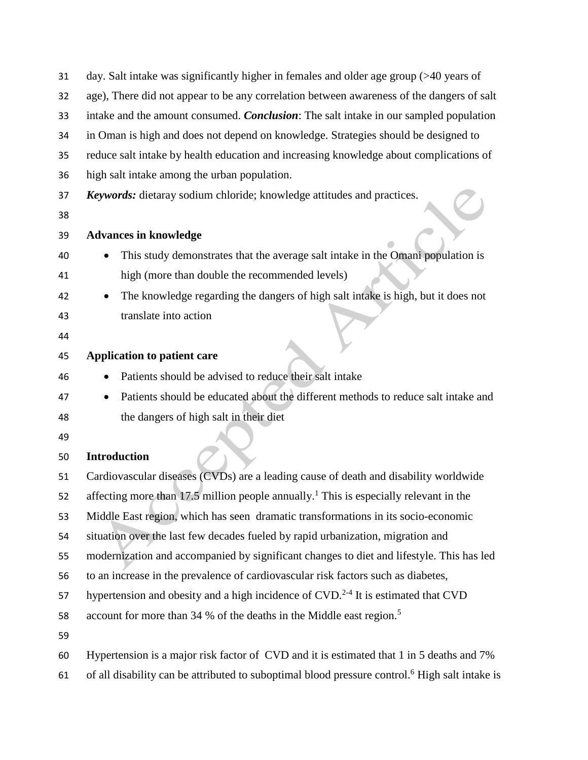day. Salt intake was significantly higher in females and older age group (>40 years of age), There did not appear to be any correlation between awareness of the dangers of salt intake and the amount consumed. ***Conclusion***: The salt intake in our sampled population in Oman is high and does not depend on knowledge. Strategies should be designed to reduce salt intake by health education and increasing knowledge about complications of high salt intake among the urban population.

***Keywords:*** dietaray sodium chloride; knowledge attitudes and practices.

**Advances in knowledge**

- This study demonstrates that the average salt intake in the Omani population is high (more than double the recommended levels)
- The knowledge regarding the dangers of high salt intake is high, but it does not translate into action

**Application to patient care**

- Patients should be advised to reduce their salt intake
- Patients should be educated about the different methods to reduce salt intake and the dangers of high salt in their diet

## Introduction

Cardiovascular diseases (CVDs) are a leading cause of death and disability worldwide affecting more than 17.5 million people annually.[1] This is especially relevant in the Middle East region, which has seen dramatic transformations in its socio-economic situation over the last few decades fueled by rapid urbanization, migration and modernization and accompanied by significant changes to diet and lifestyle. This has led to an increase in the prevalence of cardiovascular risk factors such as diabetes, hypertension and obesity and a high incidence of CVD.[2-4] It is estimated that CVD account for more than 34 % of the deaths in the Middle east region.[5]

Hypertension is a major risk factor of CVD and it is estimated that 1 in 5 deaths and 7% of all disability can be attributed to suboptimal blood pressure control.[6] High salt intake is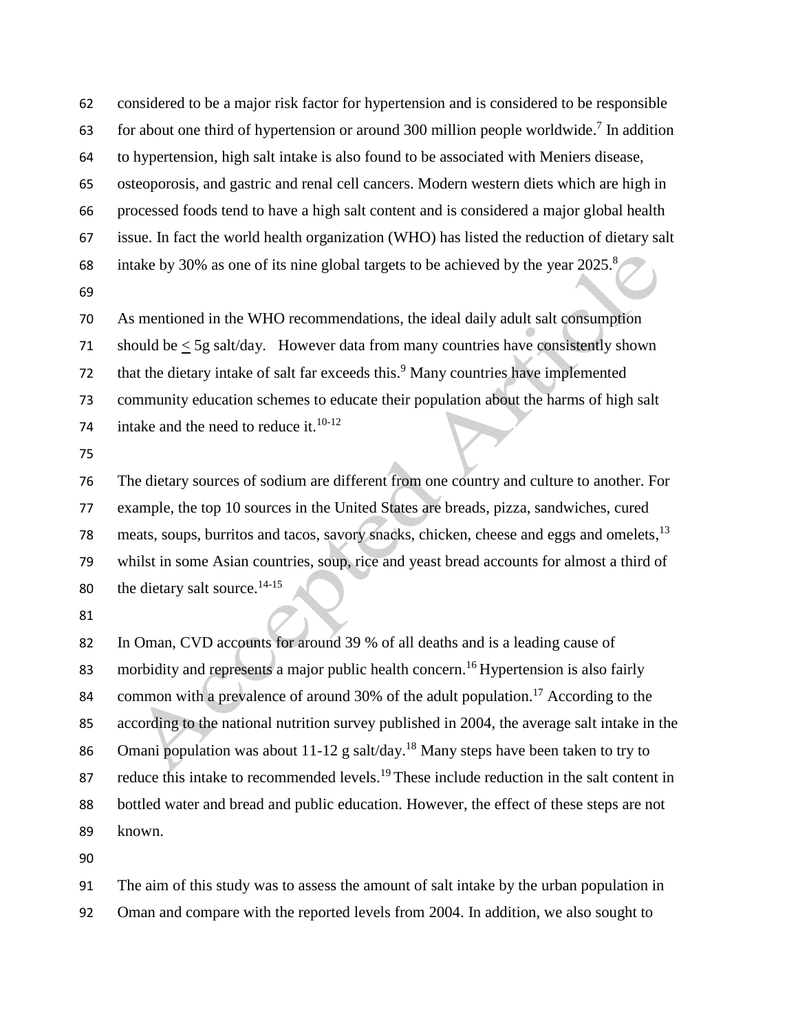considered to be a major risk factor for hypertension and is considered to be responsible for about one third of hypertension or around 300 million people worldwide.[7] In addition to hypertension, high salt intake is also found to be associated with Meniers disease, osteoporosis, and gastric and renal cell cancers. Modern western diets which are high in processed foods tend to have a high salt content and is considered a major global health issue. In fact the world health organization (WHO) has listed the reduction of dietary salt intake by 30% as one of its nine global targets to be achieved by the year 2025.[8]

As mentioned in the WHO recommendations, the ideal daily adult salt consumption should be $\leq$ 5g salt/day. However data from many countries have consistently shown that the dietary intake of salt far exceeds this.[9] Many countries have implemented community education schemes to educate their population about the harms of high salt intake and the need to reduce it.[10-12]

The dietary sources of sodium are different from one country and culture to another. For example, the top 10 sources in the United States are breads, pizza, sandwiches, cured meats, soups, burritos and tacos, savory snacks, chicken, cheese and eggs and omelets,[13] whilst in some Asian countries, soup, rice and yeast bread accounts for almost a third of the dietary salt source.[14-15]

In Oman, CVD accounts for around 39 % of all deaths and is a leading cause of morbidity and represents a major public health concern.[16] Hypertension is also fairly common with a prevalence of around 30% of the adult population.[17] According to the according to the national nutrition survey published in 2004, the average salt intake in the Omani population was about 11-12 g salt/day.[18] Many steps have been taken to try to reduce this intake to recommended levels.[19] These include reduction in the salt content in bottled water and bread and public education. However, the effect of these steps are not known.

The aim of this study was to assess the amount of salt intake by the urban population in Oman and compare with the reported levels from 2004. In addition, we also sought to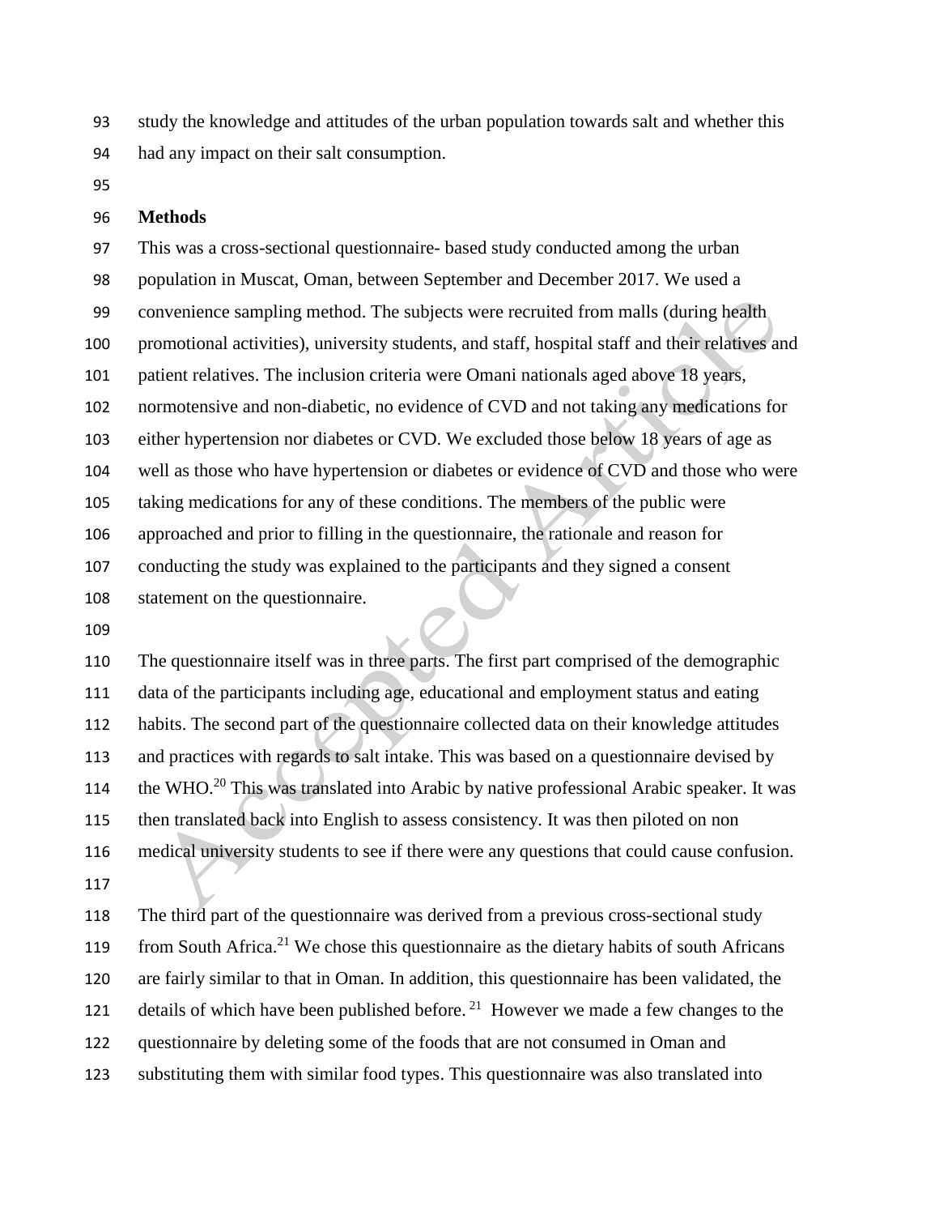study the knowledge and attitudes of the urban population towards salt and whether this had any impact on their salt consumption.

## Methods

This was a cross-sectional questionnaire- based study conducted among the urban population in Muscat, Oman, between September and December 2017. We used a convenience sampling method. The subjects were recruited from malls (during health promotional activities), university students, and staff, hospital staff and their relatives and patient relatives. The inclusion criteria were Omani nationals aged above 18 years, normotensive and non-diabetic, no evidence of CVD and not taking any medications for either hypertension nor diabetes or CVD. We excluded those below 18 years of age as well as those who have hypertension or diabetes or evidence of CVD and those who were taking medications for any of these conditions. The members of the public were approached and prior to filling in the questionnaire, the rationale and reason for conducting the study was explained to the participants and they signed a consent statement on the questionnaire.

The questionnaire itself was in three parts. The first part comprised of the demographic data of the participants including age, educational and employment status and eating habits. The second part of the questionnaire collected data on their knowledge attitudes and practices with regards to salt intake. This was based on a questionnaire devised by the WHO.[20] This was translated into Arabic by native professional Arabic speaker. It was then translated back into English to assess consistency. It was then piloted on non medical university students to see if there were any questions that could cause confusion.

The third part of the questionnaire was derived from a previous cross-sectional study from South Africa.[21] We chose this questionnaire as the dietary habits of south Africans are fairly similar to that in Oman. In addition, this questionnaire has been validated, the details of which have been published before.[21] However we made a few changes to the questionnaire by deleting some of the foods that are not consumed in Oman and substituting them with similar food types. This questionnaire was also translated into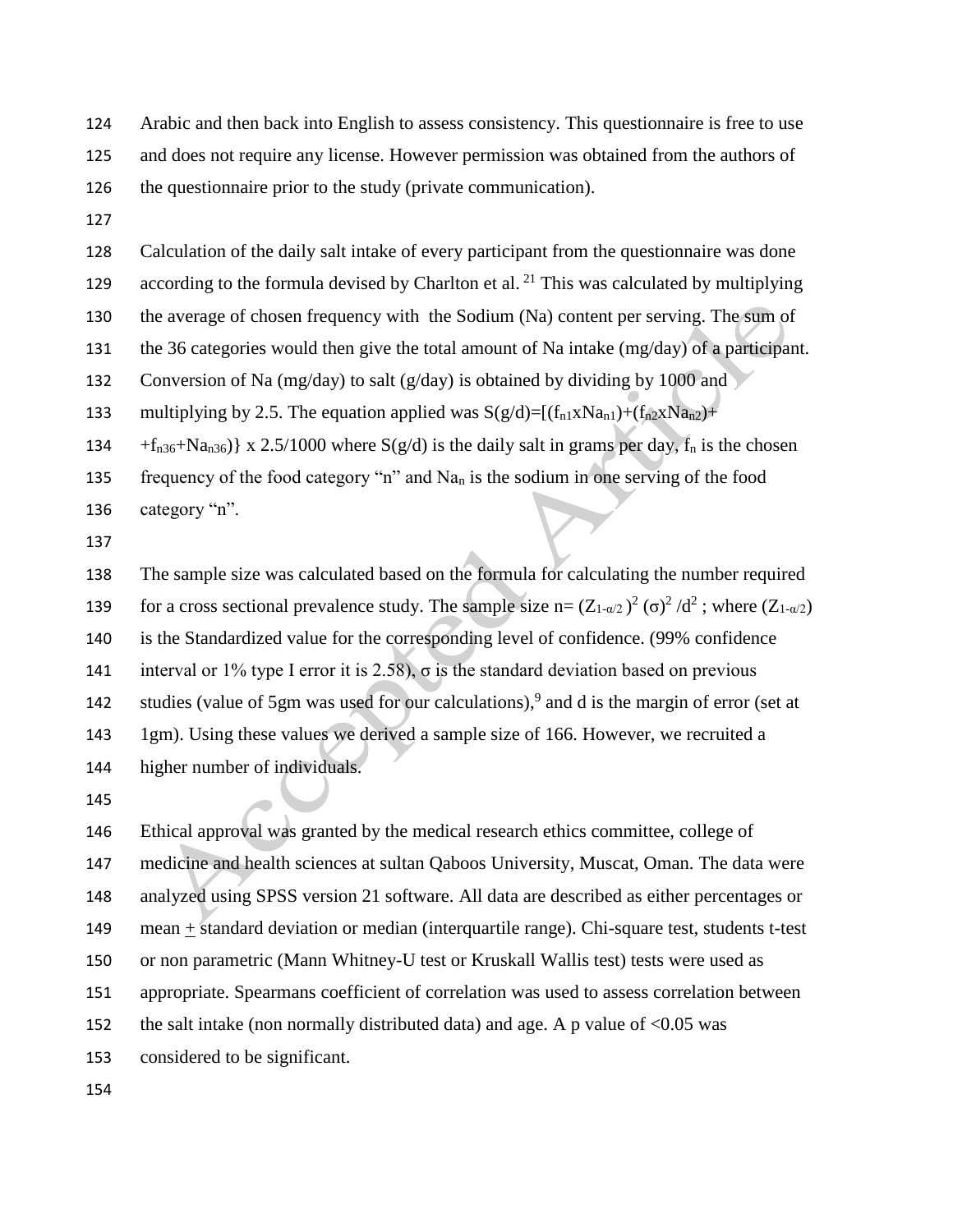Arabic and then back into English to assess consistency. This questionnaire is free to use and does not require any license. However permission was obtained from the authors of the questionnaire prior to the study (private communication).

Calculation of the daily salt intake of every participant from the questionnaire was done according to the formula devised by Charlton et al.[21] This was calculated by multiplying the average of chosen frequency with the Sodium (Na) content per serving. The sum of the 36 categories would then give the total amount of Na intake (mg/day) of a participant. Conversion of Na (mg/day) to salt (g/day) is obtained by dividing by 1000 and multiplying by 2.5. The equation applied was $S(g/d)=[(f_{n1}xNa_{n1})+(f_{n2}xNa_{n2})+ +f_{n36}+Na_{n36})\}$ x 2.5/1000 where $S(g/d)$ is the daily salt in grams per day, $f_n$ is the chosen frequency of the food category "n" and $Na_n$ is the sodium in one serving of the food category "n".

The sample size was calculated based on the formula for calculating the number required for a cross sectional prevalence study. The sample size $n= (Z_{1-\alpha/2})^2 (\sigma)^2 /d^2$ ; where $(Z_{1-\alpha/2})$ is the Standardized value for the corresponding level of confidence. (99% confidence interval or 1% type I error it is 2.58), $\sigma$ is the standard deviation based on previous studies (value of 5gm was used for our calculations),[9] and d is the margin of error (set at 1gm). Using these values we derived a sample size of 166. However, we recruited a higher number of individuals.

Ethical approval was granted by the medical research ethics committee, college of medicine and health sciences at sultan Qaboos University, Muscat, Oman. The data were analyzed using SPSS version 21 software. All data are described as either percentages or mean $\pm$ standard deviation or median (interquartile range). Chi-square test, students t-test or non parametric (Mann Whitney-U test or Kruskall Wallis test) tests were used as appropriate. Spearmans coefficient of correlation was used to assess correlation between the salt intake (non normally distributed data) and age. A p value of <0.05 was considered to be significant.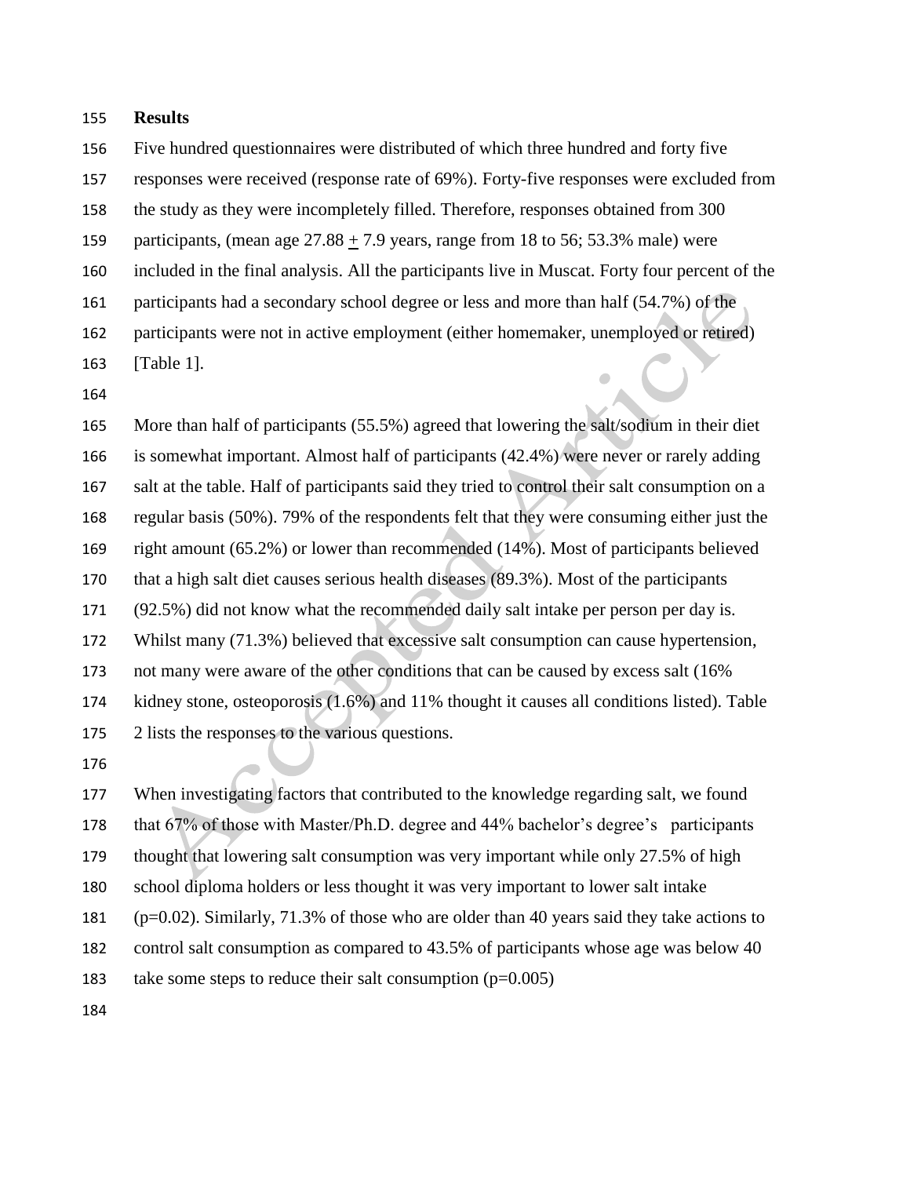## Results

Five hundred questionnaires were distributed of which three hundred and forty five responses were received (response rate of 69%). Forty-five responses were excluded from the study as they were incompletely filled. Therefore, responses obtained from 300 participants, (mean age 27.88 ± 7.9 years, range from 18 to 56; 53.3% male) were included in the final analysis. All the participants live in Muscat. Forty four percent of the participants had a secondary school degree or less and more than half (54.7%) of the participants were not in active employment (either homemaker, unemployed or retired) [Table 1].

More than half of participants (55.5%) agreed that lowering the salt/sodium in their diet is somewhat important. Almost half of participants (42.4%) were never or rarely adding salt at the table. Half of participants said they tried to control their salt consumption on a regular basis (50%). 79% of the respondents felt that they were consuming either just the right amount (65.2%) or lower than recommended (14%). Most of participants believed that a high salt diet causes serious health diseases (89.3%). Most of the participants (92.5%) did not know what the recommended daily salt intake per person per day is. Whilst many (71.3%) believed that excessive salt consumption can cause hypertension, not many were aware of the other conditions that can be caused by excess salt (16% kidney stone, osteoporosis (1.6%) and 11% thought it causes all conditions listed). Table 2 lists the responses to the various questions.

When investigating factors that contributed to the knowledge regarding salt, we found that 67% of those with Master/Ph.D. degree and 44% bachelor's degree's participants thought that lowering salt consumption was very important while only 27.5% of high school diploma holders or less thought it was very important to lower salt intake ($p=0.02$). Similarly, 71.3% of those who are older than 40 years said they take actions to control salt consumption as compared to 43.5% of participants whose age was below 40 take some steps to reduce their salt consumption ($p=0.005$)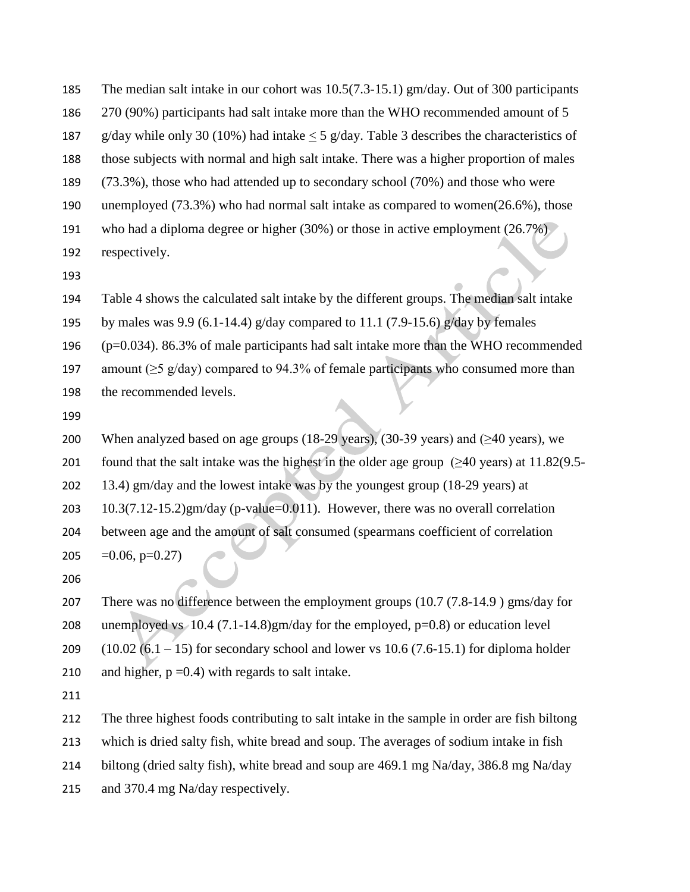The median salt intake in our cohort was 10.5(7.3-15.1) gm/day. Out of 300 participants 270 (90%) participants had salt intake more than the WHO recommended amount of 5 g/day while only 30 (10%) had intake $\leq$ 5 g/day. Table 3 describes the characteristics of those subjects with normal and high salt intake. There was a higher proportion of males (73.3%), those who had attended up to secondary school (70%) and those who were unemployed (73.3%) who had normal salt intake as compared to women(26.6%), those who had a diploma degree or higher (30%) or those in active employment (26.7%) respectively.

Table 4 shows the calculated salt intake by the different groups. The median salt intake by males was 9.9 (6.1-14.4) g/day compared to 11.1 (7.9-15.6) g/day by females (p=0.034). 86.3% of male participants had salt intake more than the WHO recommended amount ($\geq$5 g/day) compared to 94.3% of female participants who consumed more than the recommended levels.

When analyzed based on age groups (18-29 years), (30-39 years) and ($\geq$40 years), we found that the salt intake was the highest in the older age group ($\geq$40 years) at 11.82(9.5-13.4) gm/day and the lowest intake was by the youngest group (18-29 years) at 10.3(7.12-15.2)gm/day (p-value=0.011). However, there was no overall correlation between age and the amount of salt consumed (spearmans coefficient of correlation =0.06, p=0.27)

There was no difference between the employment groups (10.7 (7.8-14.9 ) gms/day for unemployed vs 10.4 (7.1-14.8)gm/day for the employed, p=0.8) or education level (10.02 (6.1 – 15) for secondary school and lower vs 10.6 (7.6-15.1) for diploma holder and higher, p =0.4) with regards to salt intake.

The three highest foods contributing to salt intake in the sample in order are fish biltong which is dried salty fish, white bread and soup. The averages of sodium intake in fish biltong (dried salty fish), white bread and soup are 469.1 mg Na/day, 386.8 mg Na/day and 370.4 mg Na/day respectively.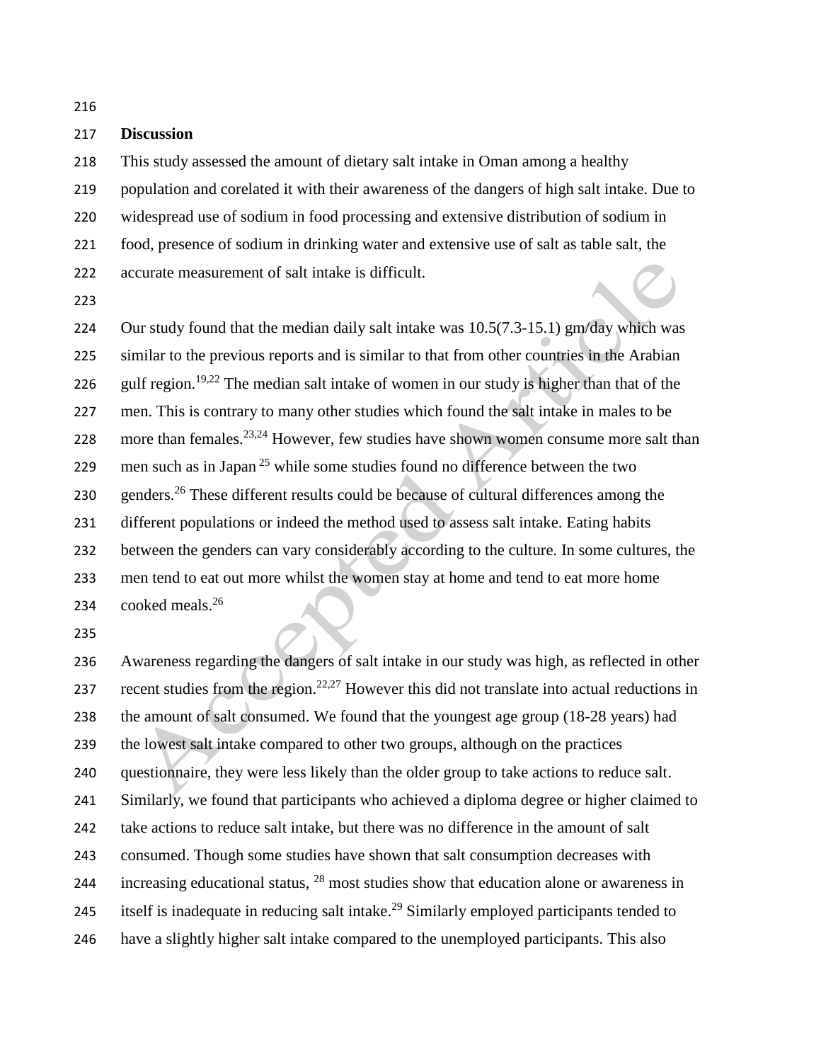## Discussion

This study assessed the amount of dietary salt intake in Oman among a healthy population and corelated it with their awareness of the dangers of high salt intake. Due to widespread use of sodium in food processing and extensive distribution of sodium in food, presence of sodium in drinking water and extensive use of salt as table salt, the accurate measurement of salt intake is difficult.

Our study found that the median daily salt intake was 10.5(7.3-15.1) gm/day which was similar to the previous reports and is similar to that from other countries in the Arabian gulf region.[19,22] The median salt intake of women in our study is higher than that of the men. This is contrary to many other studies which found the salt intake in males to be more than females.[23,24] However, few studies have shown women consume more salt than men such as in Japan [25] while some studies found no difference between the two genders.[26] These different results could be because of cultural differences among the different populations or indeed the method used to assess salt intake. Eating habits between the genders can vary considerably according to the culture. In some cultures, the men tend to eat out more whilst the women stay at home and tend to eat more home cooked meals.[26]

Awareness regarding the dangers of salt intake in our study was high, as reflected in other recent studies from the region.[22,27] However this did not translate into actual reductions in the amount of salt consumed. We found that the youngest age group (18-28 years) had the lowest salt intake compared to other two groups, although on the practices questionnaire, they were less likely than the older group to take actions to reduce salt. Similarly, we found that participants who achieved a diploma degree or higher claimed to take actions to reduce salt intake, but there was no difference in the amount of salt consumed. Though some studies have shown that salt consumption decreases with increasing educational status, [28] most studies show that education alone or awareness in itself is inadequate in reducing salt intake.[29] Similarly employed participants tended to have a slightly higher salt intake compared to the unemployed participants. This also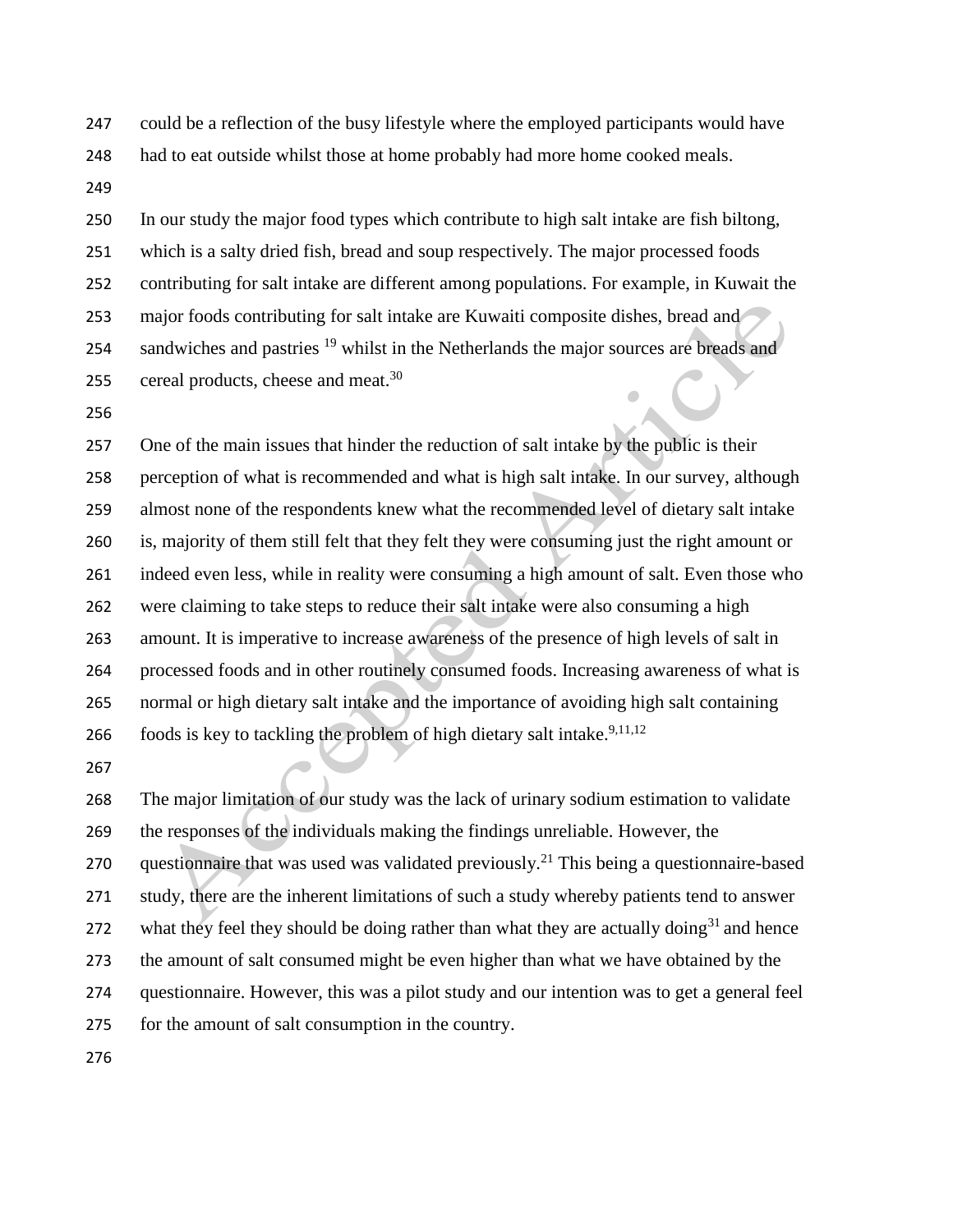could be a reflection of the busy lifestyle where the employed participants would have had to eat outside whilst those at home probably had more home cooked meals.

In our study the major food types which contribute to high salt intake are fish biltong, which is a salty dried fish, bread and soup respectively. The major processed foods contributing for salt intake are different among populations. For example, in Kuwait the major foods contributing for salt intake are Kuwaiti composite dishes, bread and sandwiches and pastries [19] whilst in the Netherlands the major sources are breads and cereal products, cheese and meat.[30]

One of the main issues that hinder the reduction of salt intake by the public is their perception of what is recommended and what is high salt intake. In our survey, although almost none of the respondents knew what the recommended level of dietary salt intake is, majority of them still felt that they felt they were consuming just the right amount or indeed even less, while in reality were consuming a high amount of salt. Even those who were claiming to take steps to reduce their salt intake were also consuming a high amount. It is imperative to increase awareness of the presence of high levels of salt in processed foods and in other routinely consumed foods. Increasing awareness of what is normal or high dietary salt intake and the importance of avoiding high salt containing foods is key to tackling the problem of high dietary salt intake.[9,11,12]

The major limitation of our study was the lack of urinary sodium estimation to validate the responses of the individuals making the findings unreliable. However, the questionnaire that was used was validated previously.[21] This being a questionnaire-based study, there are the inherent limitations of such a study whereby patients tend to answer what they feel they should be doing rather than what they are actually doing[31] and hence the amount of salt consumed might be even higher than what we have obtained by the questionnaire. However, this was a pilot study and our intention was to get a general feel for the amount of salt consumption in the country.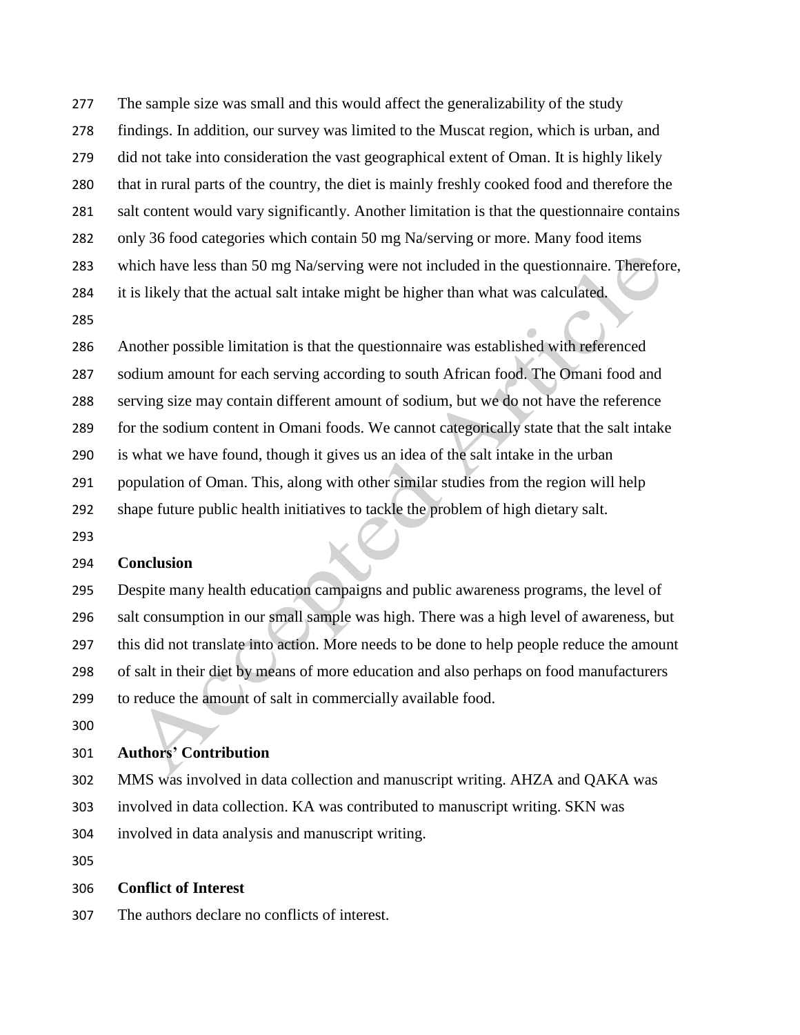The sample size was small and this would affect the generalizability of the study findings. In addition, our survey was limited to the Muscat region, which is urban, and did not take into consideration the vast geographical extent of Oman. It is highly likely that in rural parts of the country, the diet is mainly freshly cooked food and therefore the salt content would vary significantly. Another limitation is that the questionnaire contains only 36 food categories which contain 50 mg Na/serving or more. Many food items which have less than 50 mg Na/serving were not included in the questionnaire. Therefore, it is likely that the actual salt intake might be higher than what was calculated.

Another possible limitation is that the questionnaire was established with referenced sodium amount for each serving according to south African food. The Omani food and serving size may contain different amount of sodium, but we do not have the reference for the sodium content in Omani foods. We cannot categorically state that the salt intake is what we have found, though it gives us an idea of the salt intake in the urban population of Oman. This, along with other similar studies from the region will help shape future public health initiatives to tackle the problem of high dietary salt.

## Conclusion

Despite many health education campaigns and public awareness programs, the level of salt consumption in our small sample was high. There was a high level of awareness, but this did not translate into action. More needs to be done to help people reduce the amount of salt in their diet by means of more education and also perhaps on food manufacturers to reduce the amount of salt in commercially available food.

## Authors' Contribution

MMS was involved in data collection and manuscript writing. AHZA and QAKA was involved in data collection. KA was contributed to manuscript writing. SKN was involved in data analysis and manuscript writing.

## Conflict of Interest

The authors declare no conflicts of interest.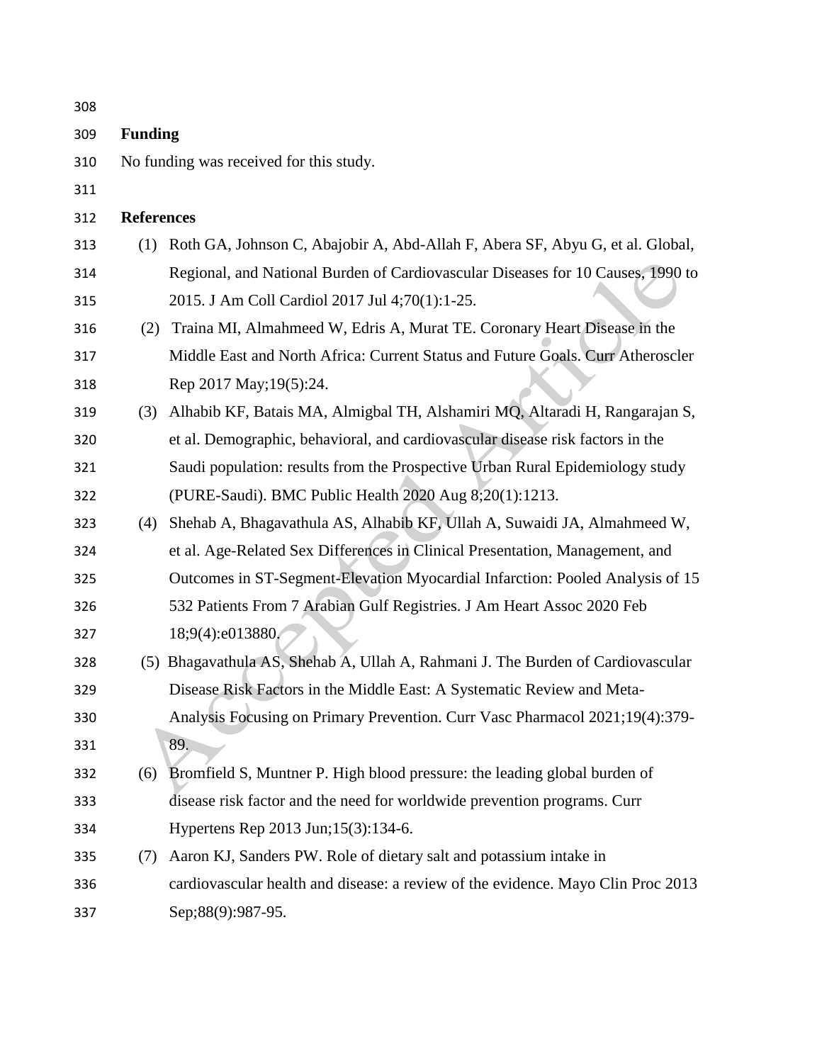## Funding

No funding was received for this study.

## References

(1) Roth GA, Johnson C, Abajobir A, Abd-Allah F, Abera SF, Abyu G, et al. Global, Regional, and National Burden of Cardiovascular Diseases for 10 Causes, 1990 to 2015. J Am Coll Cardiol 2017 Jul 4;70(1):1-25.

(2) Traina MI, Almahmeed W, Edris A, Murat TE. Coronary Heart Disease in the Middle East and North Africa: Current Status and Future Goals. Curr Atheroscler Rep 2017 May;19(5):24.

(3) Alhabib KF, Batais MA, Almigbal TH, Alshamiri MQ, Altaradi H, Rangarajan S, et al. Demographic, behavioral, and cardiovascular disease risk factors in the Saudi population: results from the Prospective Urban Rural Epidemiology study (PURE-Saudi). BMC Public Health 2020 Aug 8;20(1):1213.

(4) Shehab A, Bhagavathula AS, Alhabib KF, Ullah A, Suwaidi JA, Almahmeed W, et al. Age-Related Sex Differences in Clinical Presentation, Management, and Outcomes in ST-Segment-Elevation Myocardial Infarction: Pooled Analysis of 15 532 Patients From 7 Arabian Gulf Registries. J Am Heart Assoc 2020 Feb 18;9(4):e013880.

(5) Bhagavathula AS, Shehab A, Ullah A, Rahmani J. The Burden of Cardiovascular Disease Risk Factors in the Middle East: A Systematic Review and Meta-Analysis Focusing on Primary Prevention. Curr Vasc Pharmacol 2021;19(4):379-89.

(6) Bromfield S, Muntner P. High blood pressure: the leading global burden of disease risk factor and the need for worldwide prevention programs. Curr Hypertens Rep 2013 Jun;15(3):134-6.

(7) Aaron KJ, Sanders PW. Role of dietary salt and potassium intake in cardiovascular health and disease: a review of the evidence. Mayo Clin Proc 2013 Sep;88(9):987-95.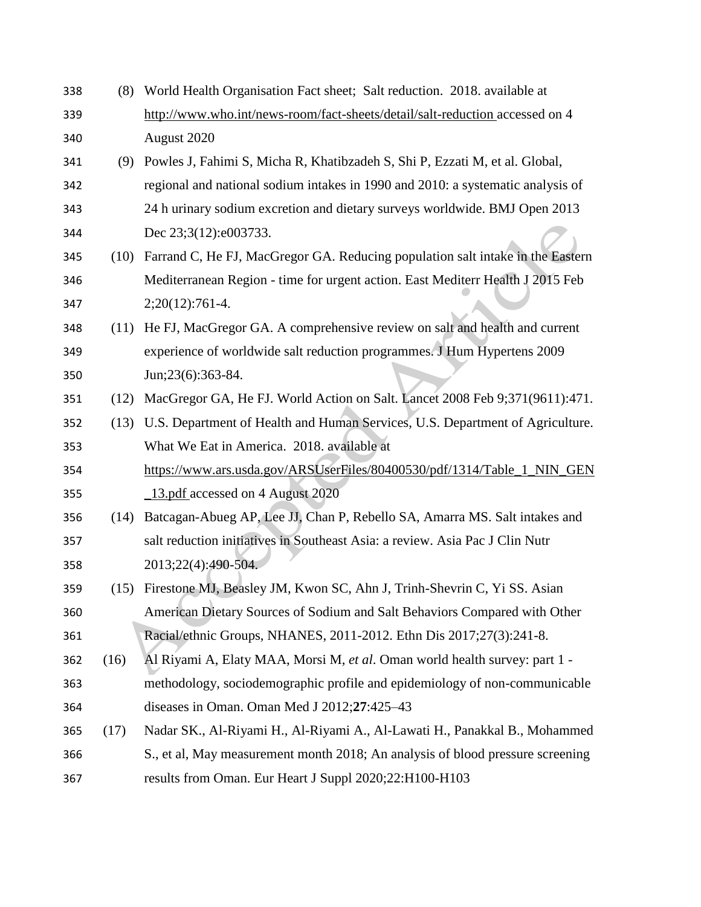(8) World Health Organisation Fact sheet; Salt reduction. 2018. available at http://www.who.int/news-room/fact-sheets/detail/salt-reduction accessed on 4 August 2020

(9) Powles J, Fahimi S, Micha R, Khatibzadeh S, Shi P, Ezzati M, et al. Global, regional and national sodium intakes in 1990 and 2010: a systematic analysis of 24 h urinary sodium excretion and dietary surveys worldwide. BMJ Open 2013 Dec 23;3(12):e003733.

(10) Farrand C, He FJ, MacGregor GA. Reducing population salt intake in the Eastern Mediterranean Region - time for urgent action. East Mediterr Health J 2015 Feb 2;20(12):761-4.

(11) He FJ, MacGregor GA. A comprehensive review on salt and health and current experience of worldwide salt reduction programmes. J Hum Hypertens 2009 Jun;23(6):363-84.

(12) MacGregor GA, He FJ. World Action on Salt. Lancet 2008 Feb 9;371(9611):471.

(13) U.S. Department of Health and Human Services, U.S. Department of Agriculture. What We Eat in America. 2018. available at https://www.ars.usda.gov/ARSUserFiles/80400530/pdf/1314/Table_1_NIN_GEN_13.pdf accessed on 4 August 2020

(14) Batcagan-Abueg AP, Lee JJ, Chan P, Rebello SA, Amarra MS. Salt intakes and salt reduction initiatives in Southeast Asia: a review. Asia Pac J Clin Nutr 2013;22(4):490-504.

(15) Firestone MJ, Beasley JM, Kwon SC, Ahn J, Trinh-Shevrin C, Yi SS. Asian American Dietary Sources of Sodium and Salt Behaviors Compared with Other Racial/ethnic Groups, NHANES, 2011-2012. Ethn Dis 2017;27(3):241-8.

(16) Al Riyami A, Elaty MAA, Morsi M, *et al*. Oman world health survey: part 1 - methodology, sociodemographic profile and epidemiology of non-communicable diseases in Oman. Oman Med J 2012;**27**:425–43

(17) Nadar SK., Al-Riyami H., Al-Riyami A., Al-Lawati H., Panakkal B., Mohammed S., et al, May measurement month 2018; An analysis of blood pressure screening results from Oman. Eur Heart J Suppl 2020;22:H100-H103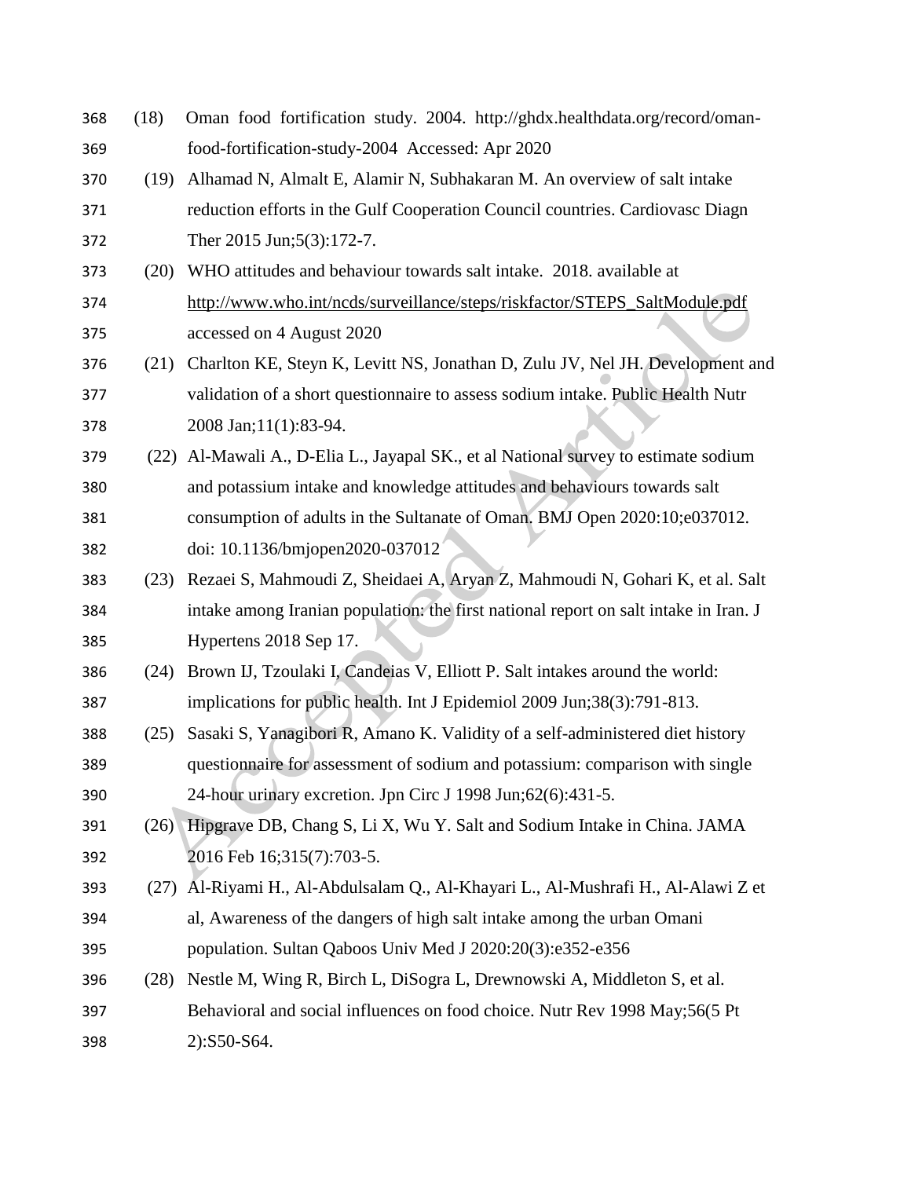(18) Oman food fortification study. 2004. http://ghdx.healthdata.org/record/oman-food-fortification-study-2004 Accessed: Apr 2020

(19) Alhamad N, Almalt E, Alamir N, Subhakaran M. An overview of salt intake reduction efforts in the Gulf Cooperation Council countries. Cardiovasc Diagn Ther 2015 Jun;5(3):172-7.

(20) WHO attitudes and behaviour towards salt intake. 2018. available at http://www.who.int/ncds/surveillance/steps/riskfactor/STEPS_SaltModule.pdf accessed on 4 August 2020

(21) Charlton KE, Steyn K, Levitt NS, Jonathan D, Zulu JV, Nel JH. Development and validation of a short questionnaire to assess sodium intake. Public Health Nutr 2008 Jan;11(1):83-94.

(22) Al-Mawali A., D-Elia L., Jayapal SK., et al National survey to estimate sodium and potassium intake and knowledge attitudes and behaviours towards salt consumption of adults in the Sultanate of Oman. BMJ Open 2020:10;e037012. doi: 10.1136/bmjopen2020-037012

(23) Rezaei S, Mahmoudi Z, Sheidaei A, Aryan Z, Mahmoudi N, Gohari K, et al. Salt intake among Iranian population: the first national report on salt intake in Iran. J Hypertens 2018 Sep 17.

(24) Brown IJ, Tzoulaki I, Candeias V, Elliott P. Salt intakes around the world: implications for public health. Int J Epidemiol 2009 Jun;38(3):791-813.

(25) Sasaki S, Yanagibori R, Amano K. Validity of a self-administered diet history questionnaire for assessment of sodium and potassium: comparison with single 24-hour urinary excretion. Jpn Circ J 1998 Jun;62(6):431-5.

(26) Hipgrave DB, Chang S, Li X, Wu Y. Salt and Sodium Intake in China. JAMA 2016 Feb 16;315(7):703-5.

(27) Al-Riyami H., Al-Abdulsalam Q., Al-Khayari L., Al-Mushrafi H., Al-Alawi Z et al, Awareness of the dangers of high salt intake among the urban Omani population. Sultan Qaboos Univ Med J 2020:20(3):e352-e356

(28) Nestle M, Wing R, Birch L, DiSogra L, Drewnowski A, Middleton S, et al. Behavioral and social influences on food choice. Nutr Rev 1998 May;56(5 Pt 2):S50-S64.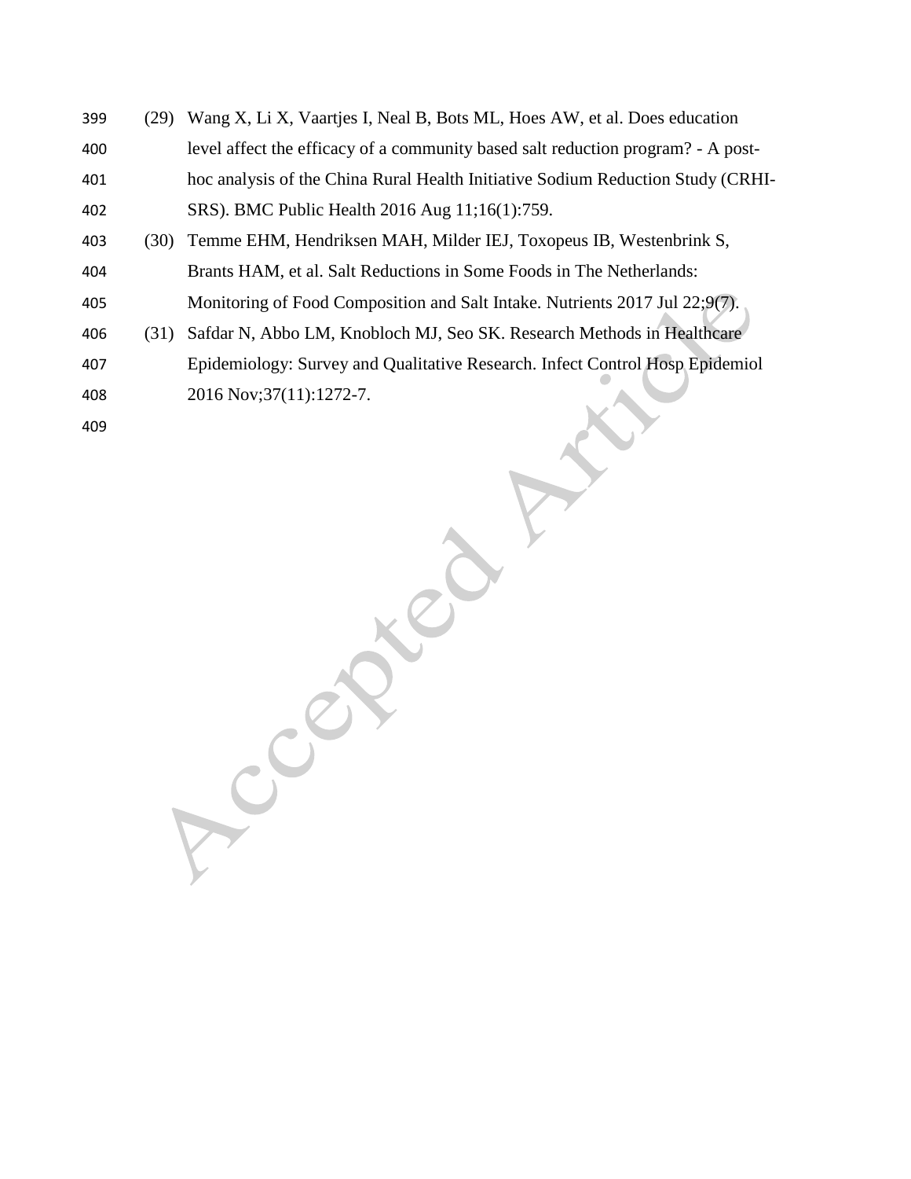(29) Wang X, Li X, Vaartjes I, Neal B, Bots ML, Hoes AW, et al. Does education level affect the efficacy of a community based salt reduction program? - A post-hoc analysis of the China Rural Health Initiative Sodium Reduction Study (CRHI-SRS). BMC Public Health 2016 Aug 11;16(1):759.

(30) Temme EHM, Hendriksen MAH, Milder IEJ, Toxopeus IB, Westenbrink S, Brants HAM, et al. Salt Reductions in Some Foods in The Netherlands: Monitoring of Food Composition and Salt Intake. Nutrients 2017 Jul 22;9(7).

(31) Safdar N, Abbo LM, Knobloch MJ, Seo SK. Research Methods in Healthcare Epidemiology: Survey and Qualitative Research. Infect Control Hosp Epidemiol 2016 Nov;37(11):1272-7.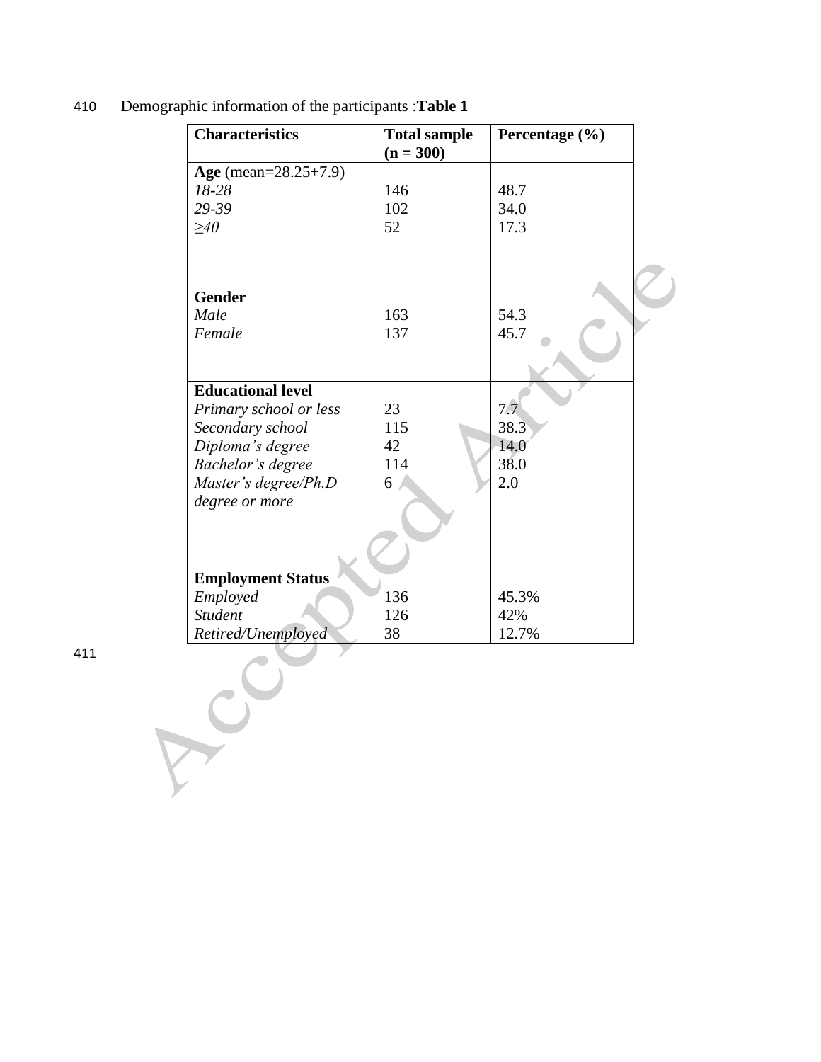Demographic information of the participants :**Table 1**

| **Characteristics** | **Total sample (n = 300)** | **Percentage (%)** |
|---|---|---|
| **Age** (mean=28.25+7.9) | | |
| *18-28* | 146 | 48.7 |
| *29-39* | 102 | 34.0 |
| *≥40* | 52 | 17.3 |
| **Gender** | | |
| *Male* | 163 | 54.3 |
| *Female* | 137 | 45.7 |
| **Educational level** | | |
| *Primary school or less* | 23 | 7.7 |
| *Secondary school* | 115 | 38.3 |
| *Diploma's degree* | 42 | 14.0 |
| *Bachelor's degree* | 114 | 38.0 |
| *Master's degree/Ph.D degree or more* | 6 | 2.0 |
| **Employment Status** | | |
| *Employed* | 136 | 45.3% |
| *Student* | 126 | 42% |
| *Retired/Unemployed* | 38 | 12.7% |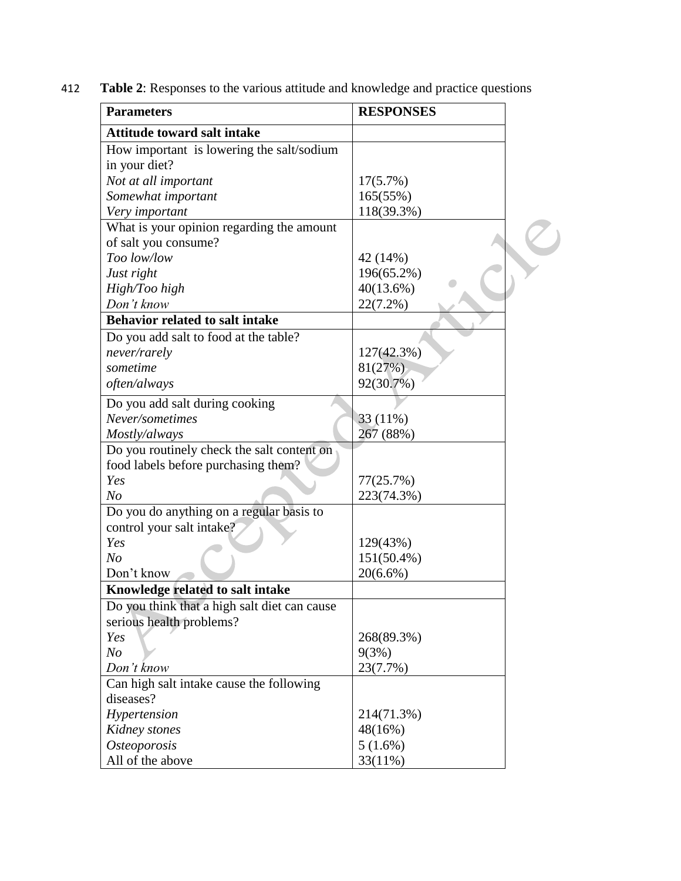**Table 2**: Responses to the various attitude and knowledge and practice questions

| Parameters | RESPONSES |
|---|---|
| **Attitude toward salt intake** | |
| How important is lowering the salt/sodium in your diet? | |
| *Not at all important* | 17(5.7%) |
| *Somewhat important* | 165(55%) |
| *Very important* | 118(39.3%) |
| What is your opinion regarding the amount of salt you consume? | |
| *Too low/low* | 42 (14%) |
| *Just right* | 196(65.2%) |
| *High/Too high* | 40(13.6%) |
| *Don't know* | 22(7.2%) |
| **Behavior related to salt intake** | |
| Do you add salt to food at the table? | |
| *never/rarely* | 127(42.3%) |
| *sometime* | 81(27%) |
| *often/always* | 92(30.7%) |
| Do you add salt during cooking | |
| *Never/sometimes* | 33 (11%) |
| *Mostly/always* | 267 (88%) |
| Do you routinely check the salt content on food labels before purchasing them? | |
| *Yes* | 77(25.7%) |
| *No* | 223(74.3%) |
| Do you do anything on a regular basis to control your salt intake? | |
| *Yes* | 129(43%) |
| *No* | 151(50.4%) |
| Don't know | 20(6.6%) |
| **Knowledge related to salt intake** | |
| Do you think that a high salt diet can cause serious health problems? | |
| *Yes* | 268(89.3%) |
| *No* | 9(3%) |
| *Don't know* | 23(7.7%) |
| Can high salt intake cause the following diseases? | |
| *Hypertension* | 214(71.3%) |
| *Kidney stones* | 48(16%) |
| *Osteoporosis* | 5 (1.6%) |
| All of the above | 33(11%) |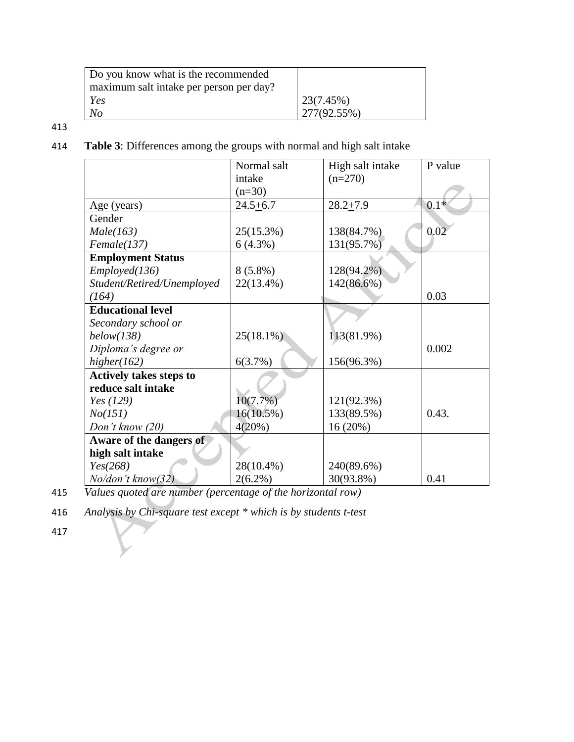| Do you know what is the recommended maximum salt intake per person per day? | |
|---|---|
| *Yes* | 23(7.45%) |
| *No* | 277(92.55%) |

**Table 3**: Differences among the groups with normal and high salt intake

| | Normal salt intake (n=30) | High salt intake (n=270) | P value |
|---|---|---|---|
| Age (years) | 24.5+6.7 | 28.2+7.9 | 0.1* |
| Gender | | | |
| *Male(163)* | 25(15.3%) | 138(84.7%) | 0.02 |
| *Female(137)* | 6 (4.3%) | 131(95.7%) | |
| **Employment Status** | | | |
| *Employed(136)* | 8 (5.8%) | 128(94.2%) | |
| *Student/Retired/Unemployed (164)* | 22(13.4%) | 142(86.6%) | 0.03 |
| **Educational level** | | | |
| *Secondary school or below(138)* | 25(18.1%) | 113(81.9%) | 0.002 |
| *Diploma's degree or higher(162)* | 6(3.7%) | 156(96.3%) | |
| **Actively takes steps to reduce salt intake** | | | |
| *Yes (129)* | 10(7.7%) | 121(92.3%) | |
| *No(151)* | 16(10.5%) | 133(89.5%) | 0.43. |
| *Don't know (20)* | 4(20%) | 16 (20%) | |
| **Aware of the dangers of high salt intake** | | | |
| *Yes(268)* | 28(10.4%) | 240(89.6%) | |
| *No/don't know(32)* | 2(6.2%) | 30(93.8%) | 0.41 |

*Values quoted are number (percentage of the horizontal row)*

*Analysis by Chi-square test except * which is by students t-test*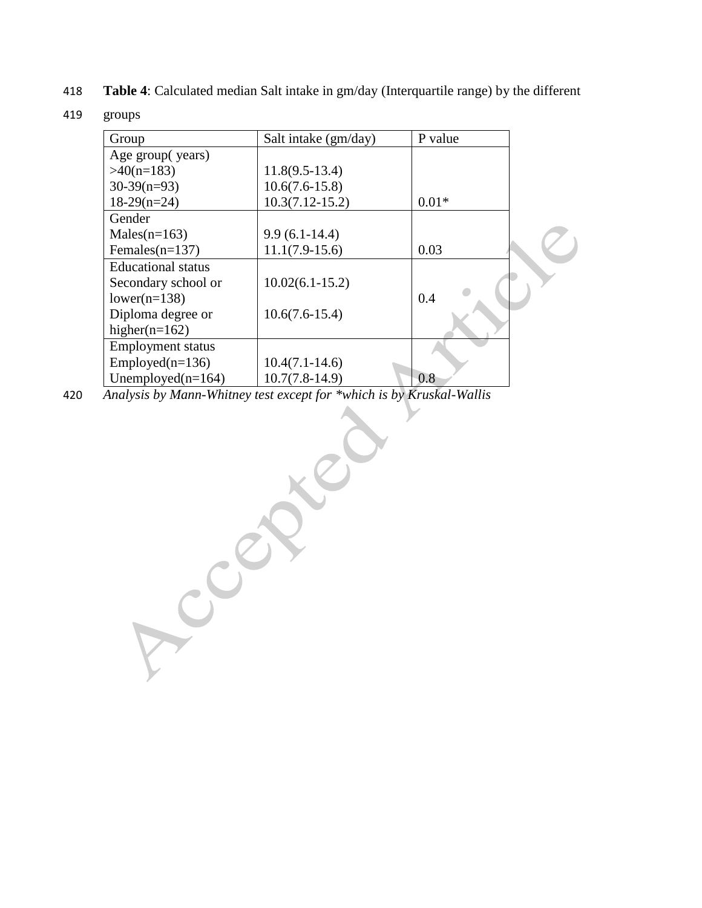**Table 4**: Calculated median Salt intake in gm/day (Interquartile range) by the different groups

| Group | Salt intake (gm/day) | P value |
|---|---|---|
| Age group( years) | | |
| >40(n=183) | 11.8(9.5-13.4) | |
| 30-39(n=93) | 10.6(7.6-15.8) | |
| 18-29(n=24) | 10.3(7.12-15.2) | 0.01* |
| Gender | | |
| Males(n=163) | 9.9 (6.1-14.4) | |
| Females(n=137) | 11.1(7.9-15.6) | 0.03 |
| Educational status | | |
| Secondary school or lower(n=138) | 10.02(6.1-15.2) | 0.4 |
| Diploma degree or higher(n=162) | 10.6(7.6-15.4) | |
| Employment status | | |
| Employed(n=136) | 10.4(7.1-14.6) | |
| Unemployed(n=164) | 10.7(7.8-14.9) | 0.8 |

*Analysis by Mann-Whitney test except for *which is by Kruskal-Wallis*